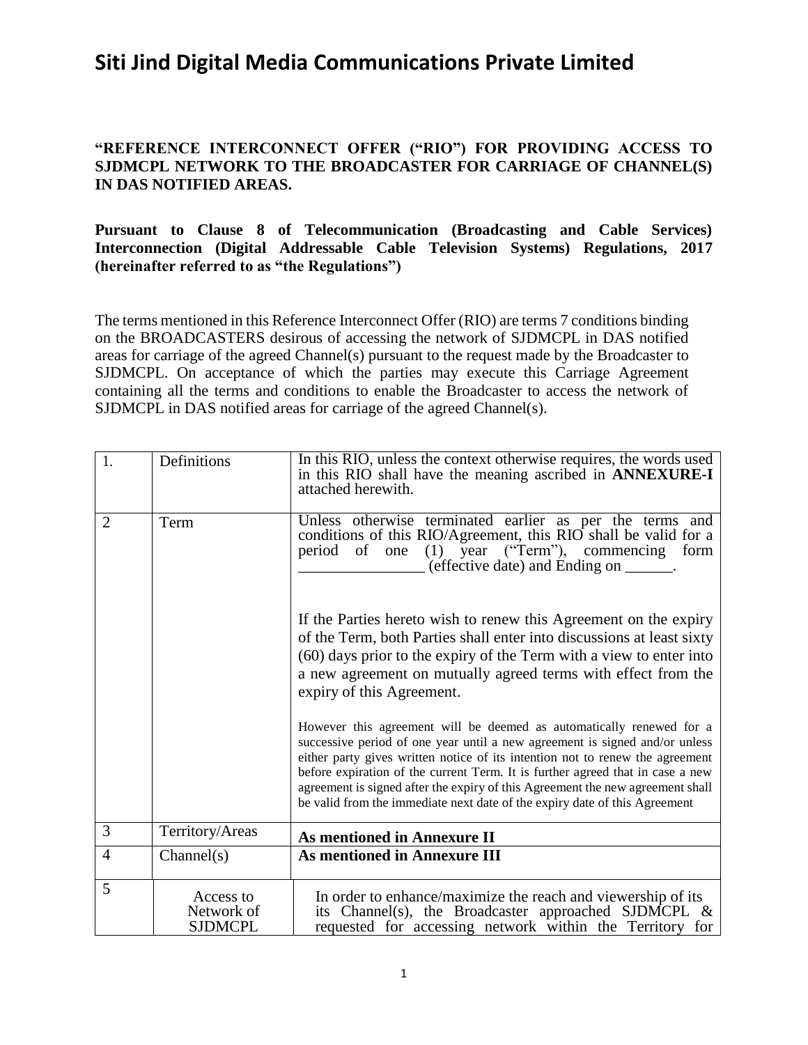# Siti Jind Digital Media Communications Private Limited

**"REFERENCE INTERCONNECT OFFER ("RIO") FOR PROVIDING ACCESS TO SJDMCPL NETWORK TO THE BROADCASTER FOR CARRIAGE OF CHANNEL(S) IN DAS NOTIFIED AREAS.**

**Pursuant to Clause 8 of Telecommunication (Broadcasting and Cable Services) Interconnection (Digital Addressable Cable Television Systems) Regulations, 2017 (hereinafter referred to as "the Regulations")**

The terms mentioned in this Reference Interconnect Offer (RIO) are terms 7 conditions binding on the BROADCASTERS desirous of accessing the network of SJDMCPL in DAS notified areas for carriage of the agreed Channel(s) pursuant to the request made by the Broadcaster to SJDMCPL. On acceptance of which the parties may execute this Carriage Agreement containing all the terms and conditions to enable the Broadcaster to access the network of SJDMCPL in DAS notified areas for carriage of the agreed Channel(s).

| | | |
|---|---|---|
| 1. | Definitions | In this RIO, unless the context otherwise requires, the words used in this RIO shall have the meaning ascribed in **ANNEXURE-I** attached herewith. |
| 2 | Term | Unless otherwise terminated earlier as per the terms and conditions of this RIO/Agreement, this RIO shall be valid for a period of one (1) year ("Term"), commencing form ________________ (effective date) and Ending on ______.<br><br>If the Parties hereto wish to renew this Agreement on the expiry of the Term, both Parties shall enter into discussions at least sixty (60) days prior to the expiry of the Term with a view to enter into a new agreement on mutually agreed terms with effect from the expiry of this Agreement.<br><br>However this agreement will be deemed as automatically renewed for a successive period of one year until a new agreement is signed and/or unless either party gives written notice of its intention not to renew the agreement before expiration of the current Term. It is further agreed that in case a new agreement is signed after the expiry of this Agreement the new agreement shall be valid from the immediate next date of the expiry date of this Agreement |
| 3 | Territory/Areas | **As mentioned in Annexure II** |
| 4 | Channel(s) | **As mentioned in Annexure III** |
| 5 | Access to Network of SJDMCPL | In order to enhance/maximize the reach and viewership of its its Channel(s), the Broadcaster approached SJDMCPL & requested for accessing network within the Territory for |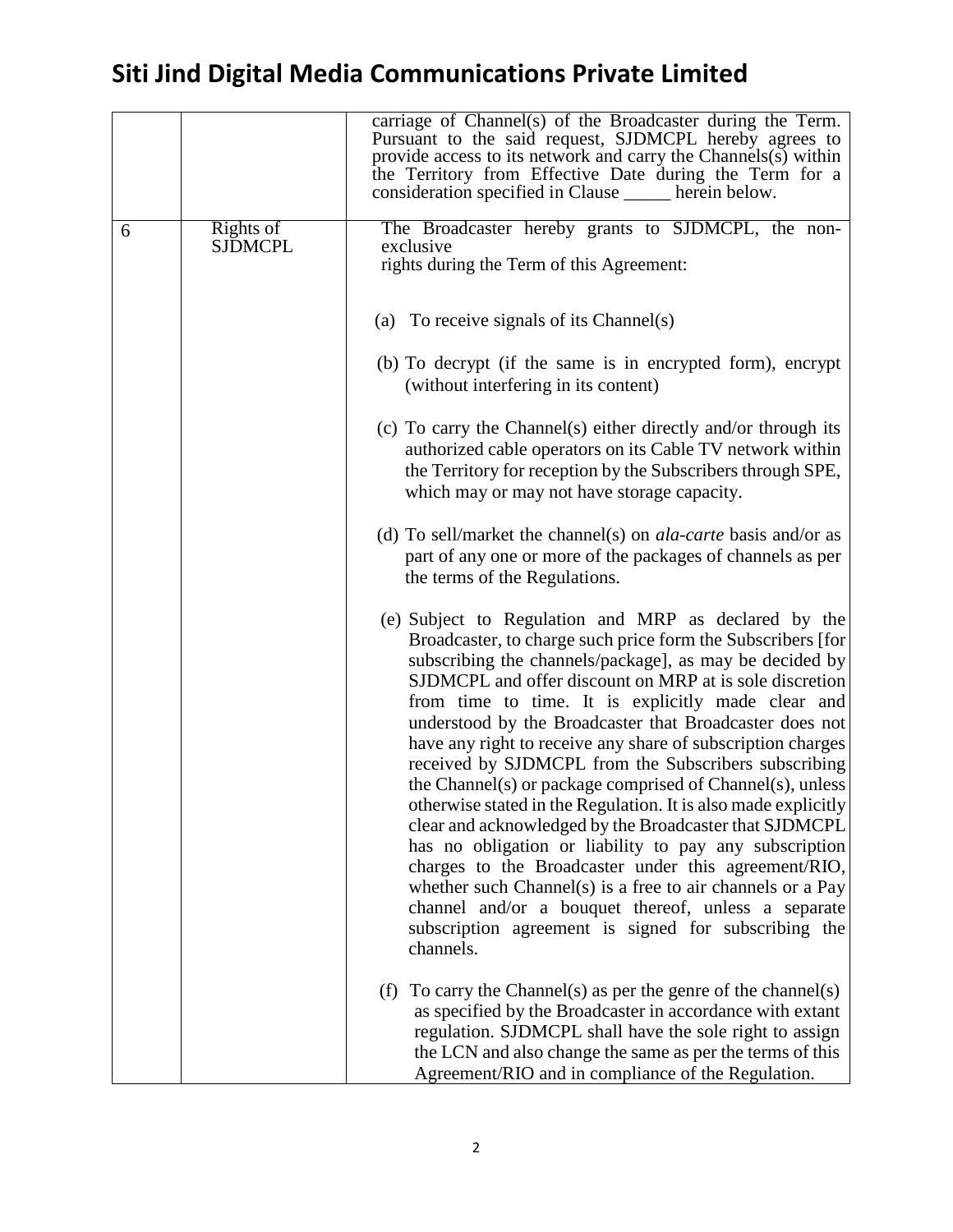| | | |
|---|---|---|
| | | carriage of Channel(s) of the Broadcaster during the Term. Pursuant to the said request, SJDMCPL hereby agrees to provide access to its network and carry the Channels(s) within the Territory from Effective Date during the Term for a consideration specified in Clause _____ herein below. |
| 6 | Rights of SJDMCPL | The Broadcaster hereby grants to SJDMCPL, the non-exclusive rights during the Term of this Agreement:<br><br>(a) To receive signals of its Channel(s)<br><br>(b) To decrypt (if the same is in encrypted form), encrypt (without interfering in its content)<br><br>(c) To carry the Channel(s) either directly and/or through its authorized cable operators on its Cable TV network within the Territory for reception by the Subscribers through SPE, which may or may not have storage capacity.<br><br>(d) To sell/market the channel(s) on *ala-carte* basis and/or as part of any one or more of the packages of channels as per the terms of the Regulations.<br><br>(e) Subject to Regulation and MRP as declared by the Broadcaster, to charge such price form the Subscribers [for subscribing the channels/package], as may be decided by SJDMCPL and offer discount on MRP at is sole discretion from time to time. It is explicitly made clear and understood by the Broadcaster that Broadcaster does not have any right to receive any share of subscription charges received by SJDMCPL from the Subscribers subscribing the Channel(s) or package comprised of Channel(s), unless otherwise stated in the Regulation. It is also made explicitly clear and acknowledged by the Broadcaster that SJDMCPL has no obligation or liability to pay any subscription charges to the Broadcaster under this agreement/RIO, whether such Channel(s) is a free to air channels or a Pay channel and/or a bouquet thereof, unless a separate subscription agreement is signed for subscribing the channels.<br><br>(f) To carry the Channel(s) as per the genre of the channel(s) as specified by the Broadcaster in accordance with extant regulation. SJDMCPL shall have the sole right to assign the LCN and also change the same as per the terms of this Agreement/RIO and in compliance of the Regulation. |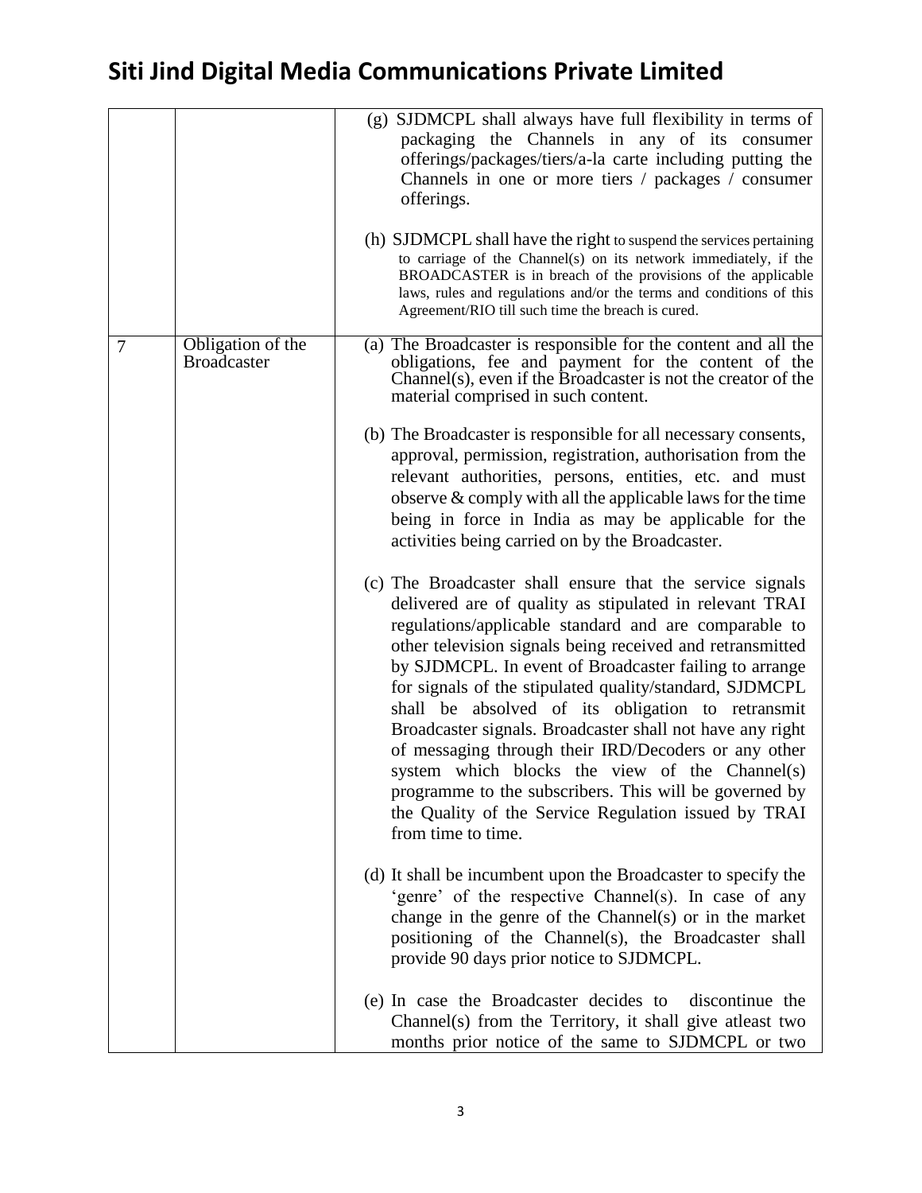| | | |
|---|---|---|
| | | (g) SJDMCPL shall always have full flexibility in terms of packaging the Channels in any of its consumer offerings/packages/tiers/a-la carte including putting the Channels in one or more tiers / packages / consumer offerings.<br><br>(h) SJDMCPL shall have the right to suspend the services pertaining to carriage of the Channel(s) on its network immediately, if the BROADCASTER is in breach of the provisions of the applicable laws, rules and regulations and/or the terms and conditions of this Agreement/RIO till such time the breach is cured. |
| 7 | Obligation of the Broadcaster | (a) The Broadcaster is responsible for the content and all the obligations, fee and payment for the content of the Channel(s), even if the Broadcaster is not the creator of the material comprised in such content.<br><br>(b) The Broadcaster is responsible for all necessary consents, approval, permission, registration, authorisation from the relevant authorities, persons, entities, etc. and must observe & comply with all the applicable laws for the time being in force in India as may be applicable for the activities being carried on by the Broadcaster.<br><br>(c) The Broadcaster shall ensure that the service signals delivered are of quality as stipulated in relevant TRAI regulations/applicable standard and are comparable to other television signals being received and retransmitted by SJDMCPL. In event of Broadcaster failing to arrange for signals of the stipulated quality/standard, SJDMCPL shall be absolved of its obligation to retransmit Broadcaster signals. Broadcaster shall not have any right of messaging through their IRD/Decoders or any other system which blocks the view of the Channel(s) programme to the subscribers. This will be governed by the Quality of the Service Regulation issued by TRAI from time to time.<br><br>(d) It shall be incumbent upon the Broadcaster to specify the 'genre' of the respective Channel(s). In case of any change in the genre of the Channel(s) or in the market positioning of the Channel(s), the Broadcaster shall provide 90 days prior notice to SJDMCPL.<br><br>(e) In case the Broadcaster decides to discontinue the Channel(s) from the Territory, it shall give atleast two months prior notice of the same to SJDMCPL or two |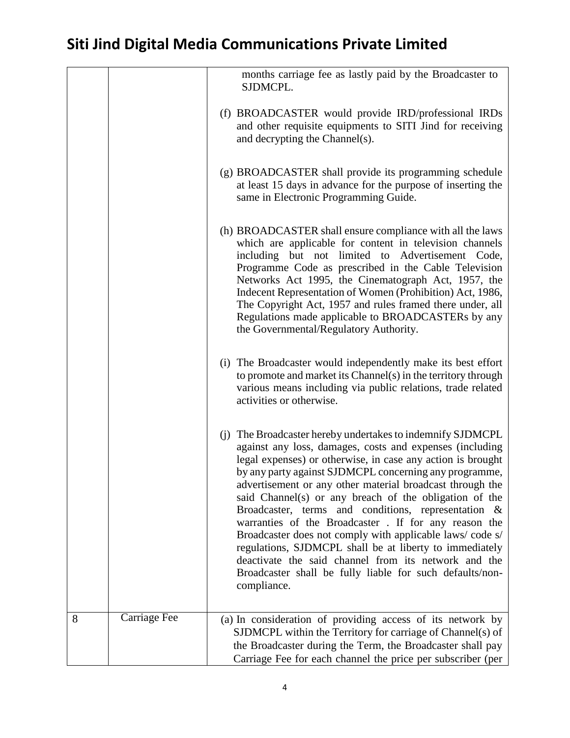| | | |
|---|---|---|
| | | months carriage fee as lastly paid by the Broadcaster to SJDMCPL.<br><br>(f) BROADCASTER would provide IRD/professional IRDs and other requisite equipments to SITI Jind for receiving and decrypting the Channel(s).<br><br>(g) BROADCASTER shall provide its programming schedule at least 15 days in advance for the purpose of inserting the same in Electronic Programming Guide.<br><br>(h) BROADCASTER shall ensure compliance with all the laws which are applicable for content in television channels including but not limited to Advertisement Code, Programme Code as prescribed in the Cable Television Networks Act 1995, the Cinematograph Act, 1957, the Indecent Representation of Women (Prohibition) Act, 1986, The Copyright Act, 1957 and rules framed there under, all Regulations made applicable to BROADCASTERs by any the Governmental/Regulatory Authority.<br><br>(i) The Broadcaster would independently make its best effort to promote and market its Channel(s) in the territory through various means including via public relations, trade related activities or otherwise.<br><br>(j) The Broadcaster hereby undertakes to indemnify SJDMCPL against any loss, damages, costs and expenses (including legal expenses) or otherwise, in case any action is brought by any party against SJDMCPL concerning any programme, advertisement or any other material broadcast through the said Channel(s) or any breach of the obligation of the Broadcaster, terms and conditions, representation & warranties of the Broadcaster . If for any reason the Broadcaster does not comply with applicable laws/ code s/ regulations, SJDMCPL shall be at liberty to immediately deactivate the said channel from its network and the Broadcaster shall be fully liable for such defaults/non-compliance. |
| 8 | Carriage Fee | (a) In consideration of providing access of its network by SJDMCPL within the Territory for carriage of Channel(s) of the Broadcaster during the Term, the Broadcaster shall pay Carriage Fee for each channel the price per subscriber (per |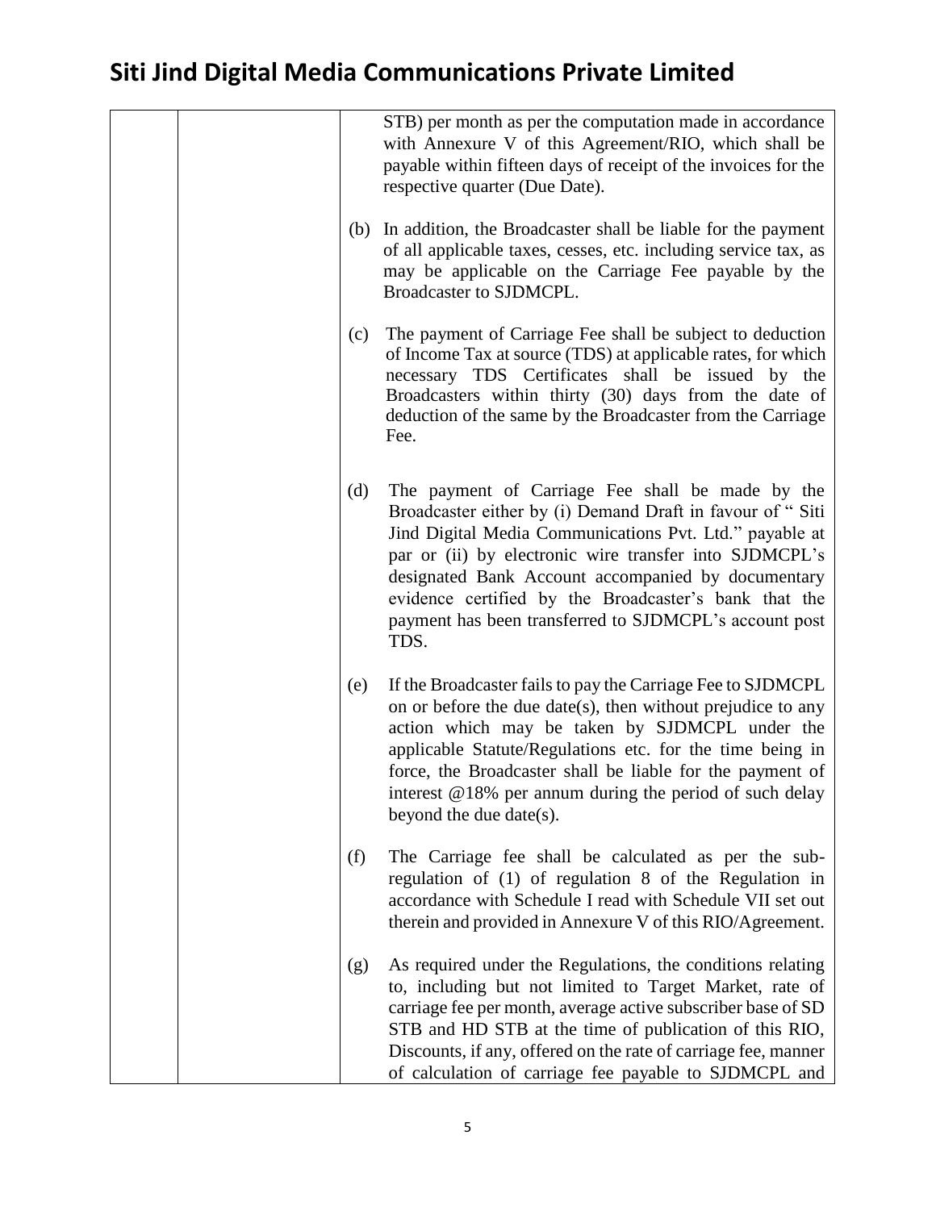| | | STB) per month as per the computation made in accordance with Annexure V of this Agreement/RIO, which shall be payable within fifteen days of receipt of the invoices for the respective quarter (Due Date).<br><br>(b) In addition, the Broadcaster shall be liable for the payment of all applicable taxes, cesses, etc. including service tax, as may be applicable on the Carriage Fee payable by the Broadcaster to SJDMCPL.<br><br>(c) The payment of Carriage Fee shall be subject to deduction of Income Tax at source (TDS) at applicable rates, for which necessary TDS Certificates shall be issued by the Broadcasters within thirty (30) days from the date of deduction of the same by the Broadcaster from the Carriage Fee.<br><br>(d) The payment of Carriage Fee shall be made by the Broadcaster either by (i) Demand Draft in favour of " Siti Jind Digital Media Communications Pvt. Ltd." payable at par or (ii) by electronic wire transfer into SJDMCPL's designated Bank Account accompanied by documentary evidence certified by the Broadcaster's bank that the payment has been transferred to SJDMCPL's account post TDS.<br><br>(e) If the Broadcaster fails to pay the Carriage Fee to SJDMCPL on or before the due date(s), then without prejudice to any action which may be taken by SJDMCPL under the applicable Statute/Regulations etc. for the time being in force, the Broadcaster shall be liable for the payment of interest @18% per annum during the period of such delay beyond the due date(s).<br><br>(f) The Carriage fee shall be calculated as per the sub-regulation of (1) of regulation 8 of the Regulation in accordance with Schedule I read with Schedule VII set out therein and provided in Annexure V of this RIO/Agreement.<br><br>(g) As required under the Regulations, the conditions relating to, including but not limited to Target Market, rate of carriage fee per month, average active subscriber base of SD STB and HD STB at the time of publication of this RIO, Discounts, if any, offered on the rate of carriage fee, manner of calculation of carriage fee payable to SJDMCPL and |
|---|---|---|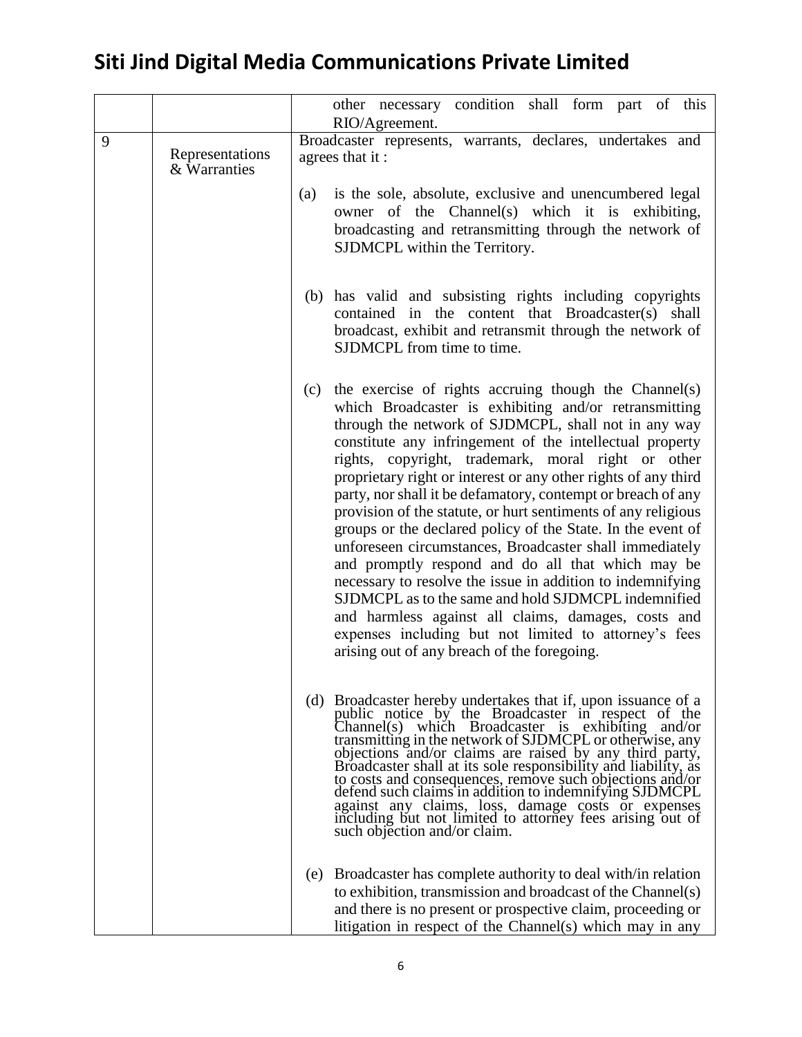# Siti Jind Digital Media Communications Private Limited

| | | |
|---|---|---|
| | | other necessary condition shall form part of this RIO/Agreement. |
| 9 | Representations & Warranties | Broadcaster represents, warrants, declares, undertakes and agrees that it :<br><br>(a) is the sole, absolute, exclusive and unencumbered legal owner of the Channel(s) which it is exhibiting, broadcasting and retransmitting through the network of SJDMCPL within the Territory.<br><br>(b) has valid and subsisting rights including copyrights contained in the content that Broadcaster(s) shall broadcast, exhibit and retransmit through the network of SJDMCPL from time to time.<br><br>(c) the exercise of rights accruing though the Channel(s) which Broadcaster is exhibiting and/or retransmitting through the network of SJDMCPL, shall not in any way constitute any infringement of the intellectual property rights, copyright, trademark, moral right or other proprietary right or interest or any other rights of any third party, nor shall it be defamatory, contempt or breach of any provision of the statute, or hurt sentiments of any religious groups or the declared policy of the State. In the event of unforeseen circumstances, Broadcaster shall immediately and promptly respond and do all that which may be necessary to resolve the issue in addition to indemnifying SJDMCPL as to the same and hold SJDMCPL indemnified and harmless against all claims, damages, costs and expenses including but not limited to attorney's fees arising out of any breach of the foregoing.<br><br>(d) Broadcaster hereby undertakes that if, upon issuance of a public notice by the Broadcaster in respect of the Channel(s) which Broadcaster is exhibiting and/or transmitting in the network of SJDMCPL or otherwise, any objections and/or claims are raised by any third party, Broadcaster shall at its sole responsibility and liability, as to costs and consequences, remove such objections and/or defend such claims in addition to indemnifying SJDMCPL against any claims, loss, damage costs or expenses including but not limited to attorney fees arising out of such objection and/or claim.<br><br>(e) Broadcaster has complete authority to deal with/in relation to exhibition, transmission and broadcast of the Channel(s) and there is no present or prospective claim, proceeding or litigation in respect of the Channel(s) which may in any |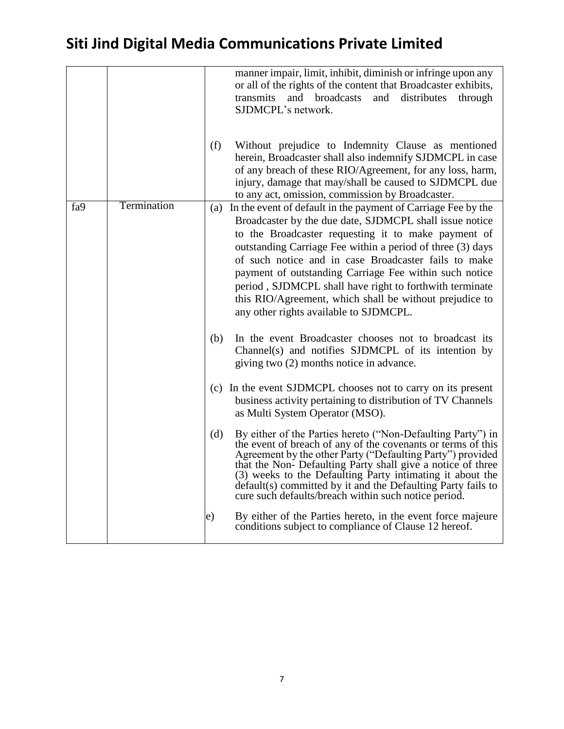| | | |
|---|---|---|
| | | manner impair, limit, inhibit, diminish or infringe upon any or all of the rights of the content that Broadcaster exhibits, transmits and broadcasts and distributes through SJDMCPL's network.<br><br>(f) Without prejudice to Indemnity Clause as mentioned herein, Broadcaster shall also indemnify SJDMCPL in case of any breach of these RIO/Agreement, for any loss, harm, injury, damage that may/shall be caused to SJDMCPL due to any act, omission, commission by Broadcaster. |
| fa9 | Termination | (a) In the event of default in the payment of Carriage Fee by the Broadcaster by the due date, SJDMCPL shall issue notice to the Broadcaster requesting it to make payment of outstanding Carriage Fee within a period of three (3) days of such notice and in case Broadcaster fails to make payment of outstanding Carriage Fee within such notice period , SJDMCPL shall have right to forthwith terminate this RIO/Agreement, which shall be without prejudice to any other rights available to SJDMCPL.<br><br>(b) In the event Broadcaster chooses not to broadcast its Channel(s) and notifies SJDMCPL of its intention by giving two (2) months notice in advance.<br><br>(c) In the event SJDMCPL chooses not to carry on its present business activity pertaining to distribution of TV Channels as Multi System Operator (MSO).<br><br>(d) By either of the Parties hereto ("Non-Defaulting Party") in the event of breach of any of the covenants or terms of this Agreement by the other Party ("Defaulting Party") provided that the Non- Defaulting Party shall give a notice of three (3) weeks to the Defaulting Party intimating it about the default(s) committed by it and the Defaulting Party fails to cure such defaults/breach within such notice period.<br><br>e) By either of the Parties hereto, in the event force majeure conditions subject to compliance of Clause 12 hereof. |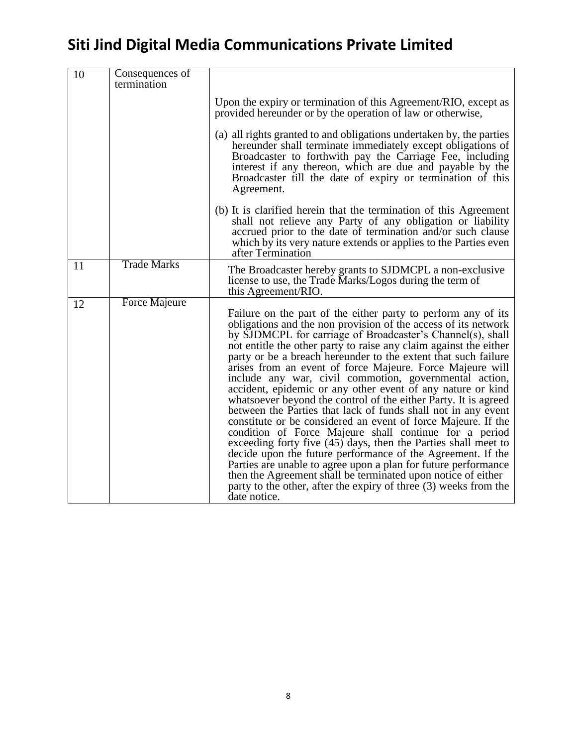# Siti Jind Digital Media Communications Private Limited

| | | |
|---|---|---|
| 10 | Consequences of termination | Upon the expiry or termination of this Agreement/RIO, except as provided hereunder or by the operation of law or otherwise,<br><br>(a) all rights granted to and obligations undertaken by, the parties hereunder shall terminate immediately except obligations of Broadcaster to forthwith pay the Carriage Fee, including interest if any thereon, which are due and payable by the Broadcaster till the date of expiry or termination of this Agreement.<br><br>(b) It is clarified herein that the termination of this Agreement shall not relieve any Party of any obligation or liability accrued prior to the date of termination and/or such clause which by its very nature extends or applies to the Parties even after Termination |
| 11 | Trade Marks | The Broadcaster hereby grants to SJDMCPL a non-exclusive license to use, the Trade Marks/Logos during the term of this Agreement/RIO. |
| 12 | Force Majeure | Failure on the part of the either party to perform any of its obligations and the non provision of the access of its network by SJDMCPL for carriage of Broadcaster's Channel(s), shall not entitle the other party to raise any claim against the either party or be a breach hereunder to the extent that such failure arises from an event of force Majeure. Force Majeure will include any war, civil commotion, governmental action, accident, epidemic or any other event of any nature or kind whatsoever beyond the control of the either Party. It is agreed between the Parties that lack of funds shall not in any event constitute or be considered an event of force Majeure. If the condition of Force Majeure shall continue for a period exceeding forty five (45) days, then the Parties shall meet to decide upon the future performance of the Agreement. If the Parties are unable to agree upon a plan for future performance then the Agreement shall be terminated upon notice of either party to the other, after the expiry of three (3) weeks from the date notice. |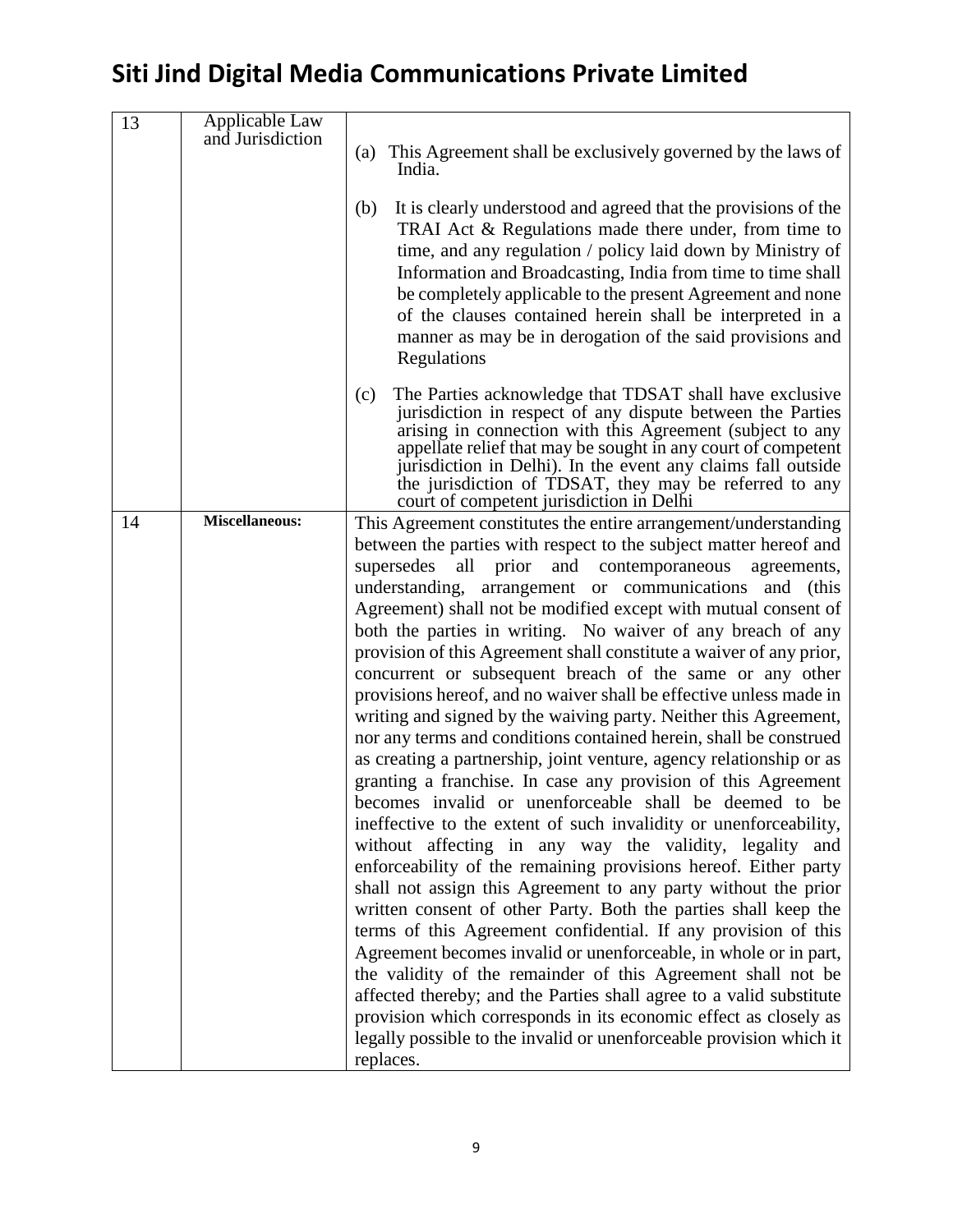| 13 | Applicable Law and Jurisdiction | (a) This Agreement shall be exclusively governed by the laws of India.<br><br>(b) It is clearly understood and agreed that the provisions of the TRAI Act & Regulations made there under, from time to time, and any regulation / policy laid down by Ministry of Information and Broadcasting, India from time to time shall be completely applicable to the present Agreement and none of the clauses contained herein shall be interpreted in a manner as may be in derogation of the said provisions and Regulations<br><br>(c) The Parties acknowledge that TDSAT shall have exclusive jurisdiction in respect of any dispute between the Parties arising in connection with this Agreement (subject to any appellate relief that may be sought in any court of competent jurisdiction in Delhi). In the event any claims fall outside the jurisdiction of TDSAT, they may be referred to any court of competent jurisdiction in Delhi |
|---|---|---|
| 14 | **Miscellaneous:** | This Agreement constitutes the entire arrangement/understanding between the parties with respect to the subject matter hereof and supersedes all prior and contemporaneous agreements, understanding, arrangement or communications and (this Agreement) shall not be modified except with mutual consent of both the parties in writing. No waiver of any breach of any provision of this Agreement shall constitute a waiver of any prior, concurrent or subsequent breach of the same or any other provisions hereof, and no waiver shall be effective unless made in writing and signed by the waiving party. Neither this Agreement, nor any terms and conditions contained herein, shall be construed as creating a partnership, joint venture, agency relationship or as granting a franchise. In case any provision of this Agreement becomes invalid or unenforceable shall be deemed to be ineffective to the extent of such invalidity or unenforceability, without affecting in any way the validity, legality and enforceability of the remaining provisions hereof. Either party shall not assign this Agreement to any party without the prior written consent of other Party. Both the parties shall keep the terms of this Agreement confidential. If any provision of this Agreement becomes invalid or unenforceable, in whole or in part, the validity of the remainder of this Agreement shall not be affected thereby; and the Parties shall agree to a valid substitute provision which corresponds in its economic effect as closely as legally possible to the invalid or unenforceable provision which it replaces. |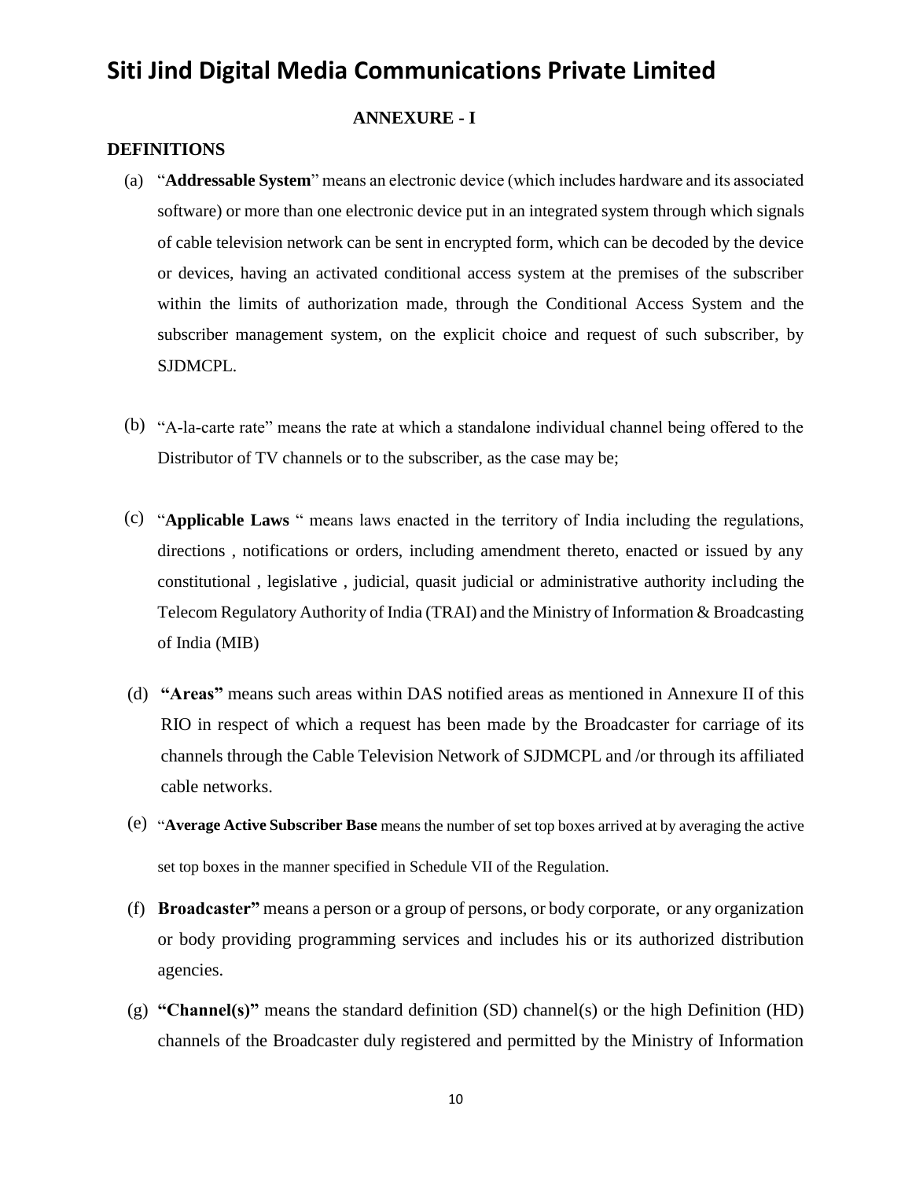# Siti Jind Digital Media Communications Private Limited

**ANNEXURE - I**

**DEFINITIONS**

(a) "**Addressable System**" means an electronic device (which includes hardware and its associated software) or more than one electronic device put in an integrated system through which signals of cable television network can be sent in encrypted form, which can be decoded by the device or devices, having an activated conditional access system at the premises of the subscriber within the limits of authorization made, through the Conditional Access System and the subscriber management system, on the explicit choice and request of such subscriber, by SJDMCPL.

(b) "A-la-carte rate" means the rate at which a standalone individual channel being offered to the Distributor of TV channels or to the subscriber, as the case may be;

(c) "**Applicable Laws** " means laws enacted in the territory of India including the regulations, directions , notifications or orders, including amendment thereto, enacted or issued by any constitutional , legislative , judicial, quasit judicial or administrative authority including the Telecom Regulatory Authority of India (TRAI) and the Ministry of Information & Broadcasting of India (MIB)

(d) **"Areas"** means such areas within DAS notified areas as mentioned in Annexure II of this RIO in respect of which a request has been made by the Broadcaster for carriage of its channels through the Cable Television Network of SJDMCPL and /or through its affiliated cable networks.

(e) "**Average Active Subscriber Base** means the number of set top boxes arrived at by averaging the active set top boxes in the manner specified in Schedule VII of the Regulation.

(f) **Broadcaster"** means a person or a group of persons, or body corporate, or any organization or body providing programming services and includes his or its authorized distribution agencies.

(g) **"Channel(s)"** means the standard definition (SD) channel(s) or the high Definition (HD) channels of the Broadcaster duly registered and permitted by the Ministry of Information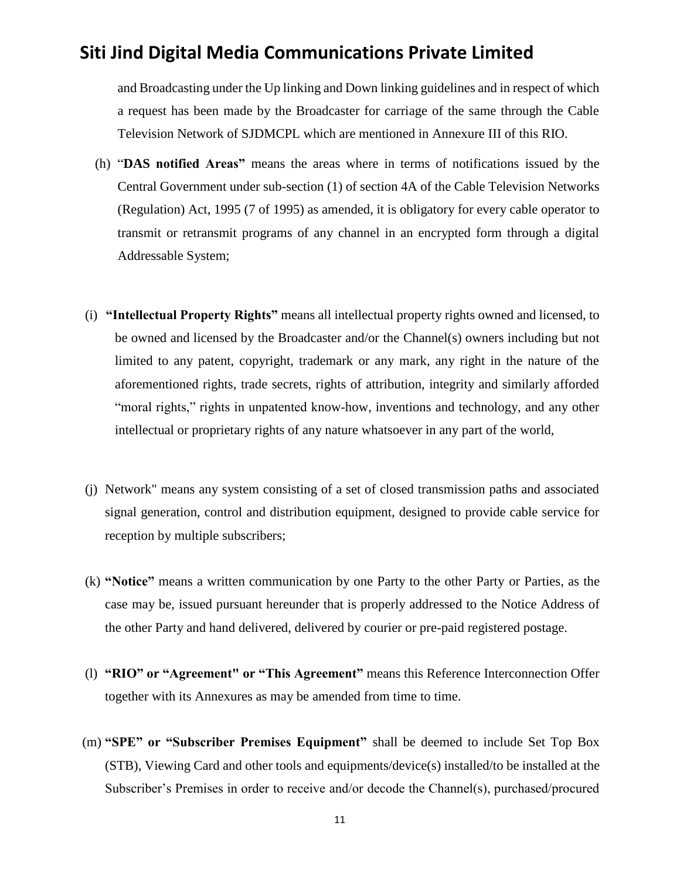and Broadcasting under the Up linking and Down linking guidelines and in respect of which a request has been made by the Broadcaster for carriage of the same through the Cable Television Network of SJDMCPL which are mentioned in Annexure III of this RIO.

(h) "**DAS notified Areas"** means the areas where in terms of notifications issued by the Central Government under sub-section (1) of section 4A of the Cable Television Networks (Regulation) Act, 1995 (7 of 1995) as amended, it is obligatory for every cable operator to transmit or retransmit programs of any channel in an encrypted form through a digital Addressable System;

(i) **"Intellectual Property Rights"** means all intellectual property rights owned and licensed, to be owned and licensed by the Broadcaster and/or the Channel(s) owners including but not limited to any patent, copyright, trademark or any mark, any right in the nature of the aforementioned rights, trade secrets, rights of attribution, integrity and similarly afforded "moral rights," rights in unpatented know-how, inventions and technology, and any other intellectual or proprietary rights of any nature whatsoever in any part of the world,

(j) Network" means any system consisting of a set of closed transmission paths and associated signal generation, control and distribution equipment, designed to provide cable service for reception by multiple subscribers;

(k) **"Notice"** means a written communication by one Party to the other Party or Parties, as the case may be, issued pursuant hereunder that is properly addressed to the Notice Address of the other Party and hand delivered, delivered by courier or pre-paid registered postage.

(l) **"RIO" or "Agreement" or "This Agreement"** means this Reference Interconnection Offer together with its Annexures as may be amended from time to time.

(m) **"SPE" or "Subscriber Premises Equipment"** shall be deemed to include Set Top Box (STB), Viewing Card and other tools and equipments/device(s) installed/to be installed at the Subscriber's Premises in order to receive and/or decode the Channel(s), purchased/procured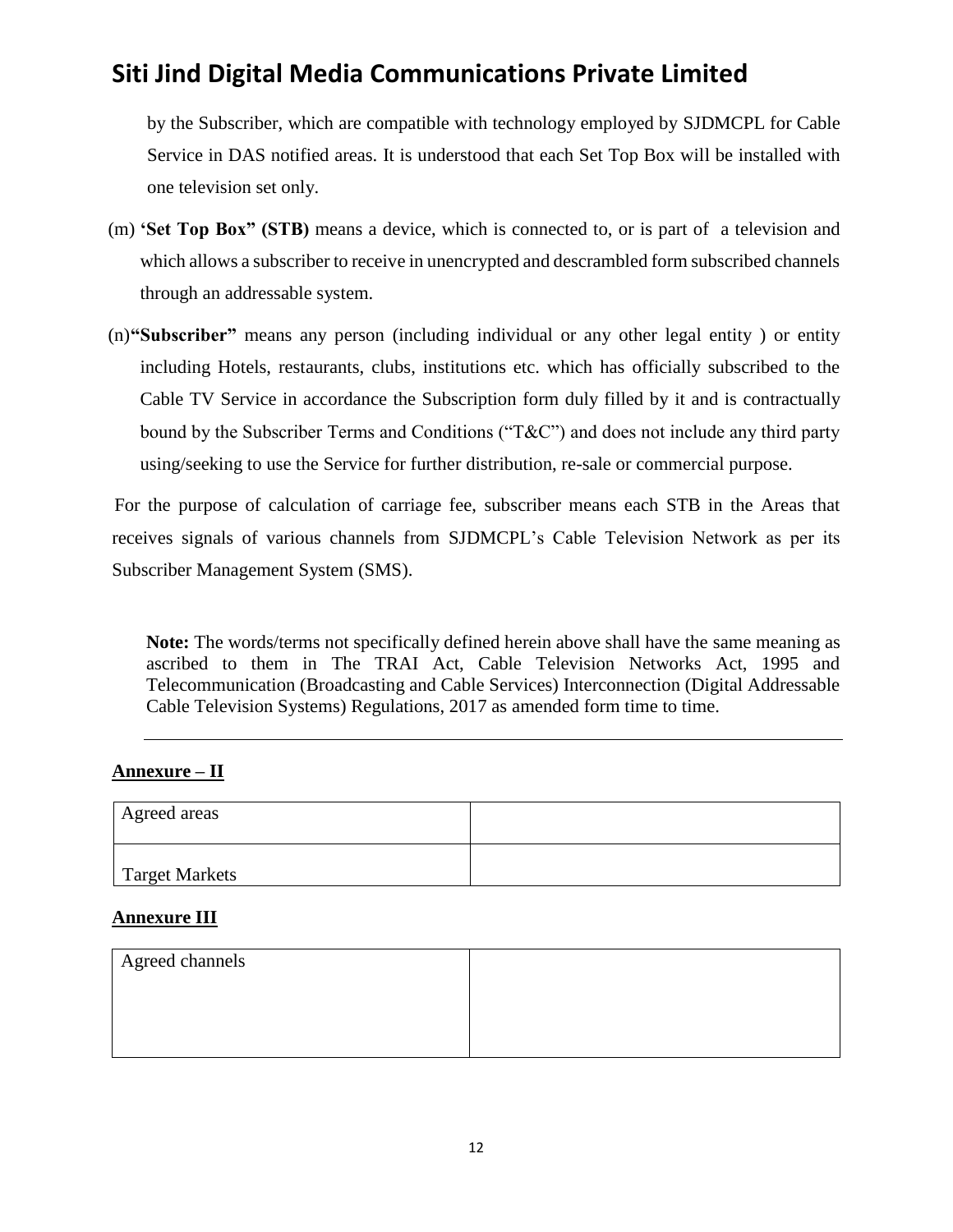by the Subscriber, which are compatible with technology employed by SJDMCPL for Cable Service in DAS notified areas. It is understood that each Set Top Box will be installed with one television set only.

(m) **'Set Top Box" (STB)** means a device, which is connected to, or is part of a television and which allows a subscriber to receive in unencrypted and descrambled form subscribed channels through an addressable system.

(n)**"Subscriber"** means any person (including individual or any other legal entity ) or entity including Hotels, restaurants, clubs, institutions etc. which has officially subscribed to the Cable TV Service in accordance the Subscription form duly filled by it and is contractually bound by the Subscriber Terms and Conditions ("T&C") and does not include any third party using/seeking to use the Service for further distribution, re-sale or commercial purpose.

For the purpose of calculation of carriage fee, subscriber means each STB in the Areas that receives signals of various channels from SJDMCPL's Cable Television Network as per its Subscriber Management System (SMS).

**Note:** The words/terms not specifically defined herein above shall have the same meaning as ascribed to them in The TRAI Act, Cable Television Networks Act, 1995 and Telecommunication (Broadcasting and Cable Services) Interconnection (Digital Addressable Cable Television Systems) Regulations, 2017 as amended form time to time.

---

**Annexure – II**

| Agreed areas | |
|---|---|
| Target Markets | |

**Annexure III**

| Agreed channels | |
|---|---|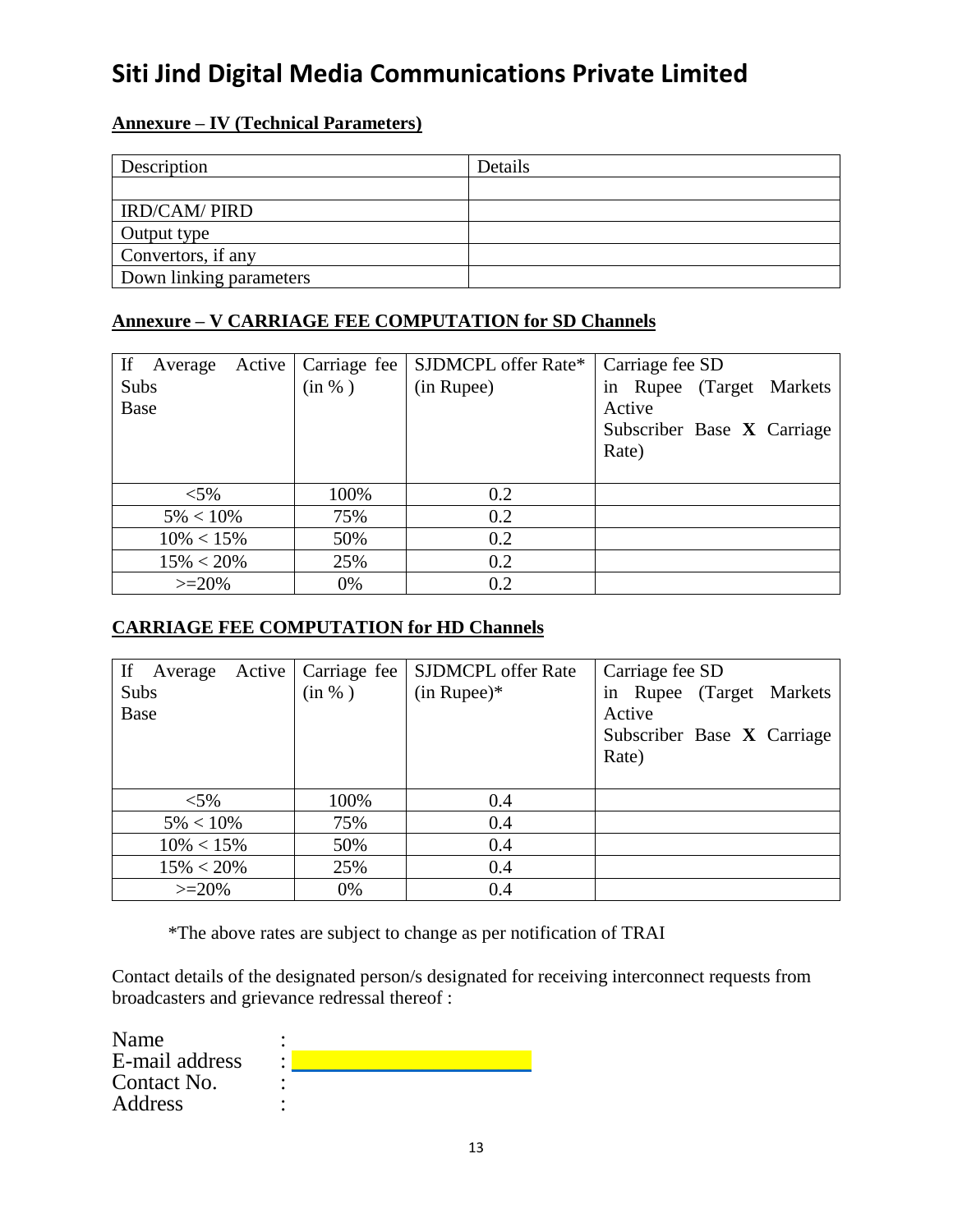# Siti Jind Digital Media Communications Private Limited

## Annexure – IV (Technical Parameters)

| Description | Details |
|---|---|
| | |
| IRD/CAM/ PIRD | |
| Output type | |
| Convertors, if any | |
| Down linking parameters | |

## Annexure – V CARRIAGE FEE COMPUTATION for SD Channels

| If Average Active Subs Base | Carriage fee (in % ) | SJDMCPL offer Rate* (in Rupee) | Carriage fee SD in Rupee (Target Markets Active Subscriber Base **X** Carriage Rate) |
|---|---|---|---|
| <5% | 100% | 0.2 | |
| 5% < 10% | 75% | 0.2 | |
| 10% < 15% | 50% | 0.2 | |
| 15% < 20% | 25% | 0.2 | |
| >=20% | 0% | 0.2 | |

## CARRIAGE FEE COMPUTATION for HD Channels

| If Average Active Subs Base | Carriage fee (in % ) | SJDMCPL offer Rate (in Rupee)* | Carriage fee SD in Rupee (Target Markets Active Subscriber Base **X** Carriage Rate) |
|---|---|---|---|
| <5% | 100% | 0.4 | |
| 5% < 10% | 75% | 0.4 | |
| 10% < 15% | 50% | 0.4 | |
| 15% < 20% | 25% | 0.4 | |
| >=20% | 0% | 0.4 | |

*The above rates are subject to change as per notification of TRAI

Contact details of the designated person/s designated for receiving interconnect requests from broadcasters and grievance redressal thereof :

Name :

E-mail address :

Contact No. :

Address :